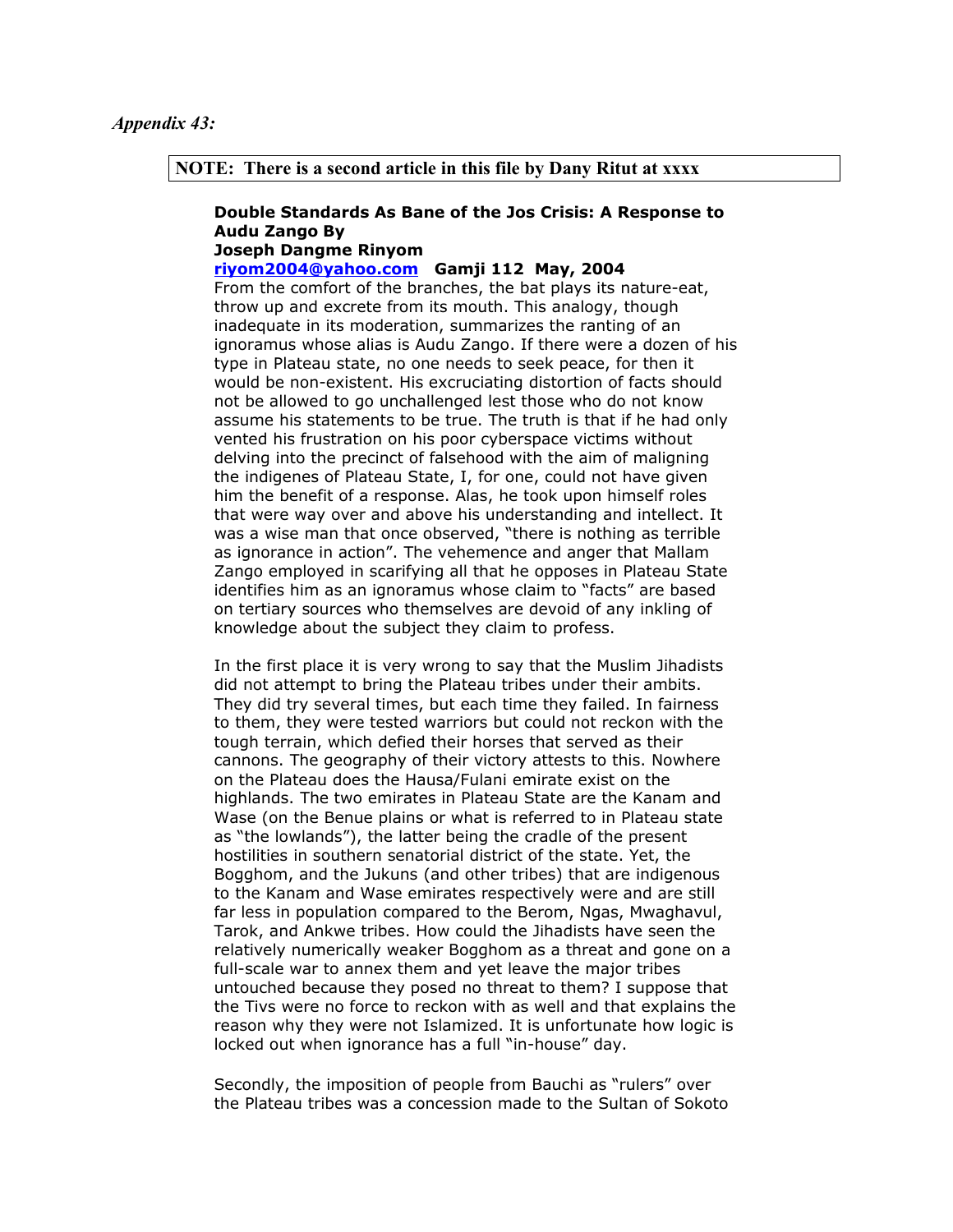*Appendix 43:*

**NOTE: There is a second article in this file by Dany Ritut at xxxx**

**Double Standards As Bane of the Jos Crisis: A Response to Audu Zango By**
**Joseph Dangme Rinyom**
**riyom2004@yahoo.com   Gamji 112 May, 2004**

From the comfort of the branches, the bat plays its nature-eat, throw up and excrete from its mouth. This analogy, though inadequate in its moderation, summarizes the ranting of an ignoramus whose alias is Audu Zango. If there were a dozen of his type in Plateau state, no one needs to seek peace, for then it would be non-existent. His excruciating distortion of facts should not be allowed to go unchallenged lest those who do not know assume his statements to be true. The truth is that if he had only vented his frustration on his poor cyberspace victims without delving into the precinct of falsehood with the aim of maligning the indigenes of Plateau State, I, for one, could not have given him the benefit of a response. Alas, he took upon himself roles that were way over and above his understanding and intellect. It was a wise man that once observed, "there is nothing as terrible as ignorance in action". The vehemence and anger that Mallam Zango employed in scarifying all that he opposes in Plateau State identifies him as an ignoramus whose claim to "facts" are based on tertiary sources who themselves are devoid of any inkling of knowledge about the subject they claim to profess.

In the first place it is very wrong to say that the Muslim Jihadists did not attempt to bring the Plateau tribes under their ambits. They did try several times, but each time they failed. In fairness to them, they were tested warriors but could not reckon with the tough terrain, which defied their horses that served as their cannons. The geography of their victory attests to this. Nowhere on the Plateau does the Hausa/Fulani emirate exist on the highlands. The two emirates in Plateau State are the Kanam and Wase (on the Benue plains or what is referred to in Plateau state as "the lowlands"), the latter being the cradle of the present hostilities in southern senatorial district of the state. Yet, the Bogghom, and the Jukuns (and other tribes) that are indigenous to the Kanam and Wase emirates respectively were and are still far less in population compared to the Berom, Ngas, Mwaghavul, Tarok, and Ankwe tribes. How could the Jihadists have seen the relatively numerically weaker Bogghom as a threat and gone on a full-scale war to annex them and yet leave the major tribes untouched because they posed no threat to them? I suppose that the Tivs were no force to reckon with as well and that explains the reason why they were not Islamized. It is unfortunate how logic is locked out when ignorance has a full "in-house" day.

Secondly, the imposition of people from Bauchi as "rulers" over the Plateau tribes was a concession made to the Sultan of Sokoto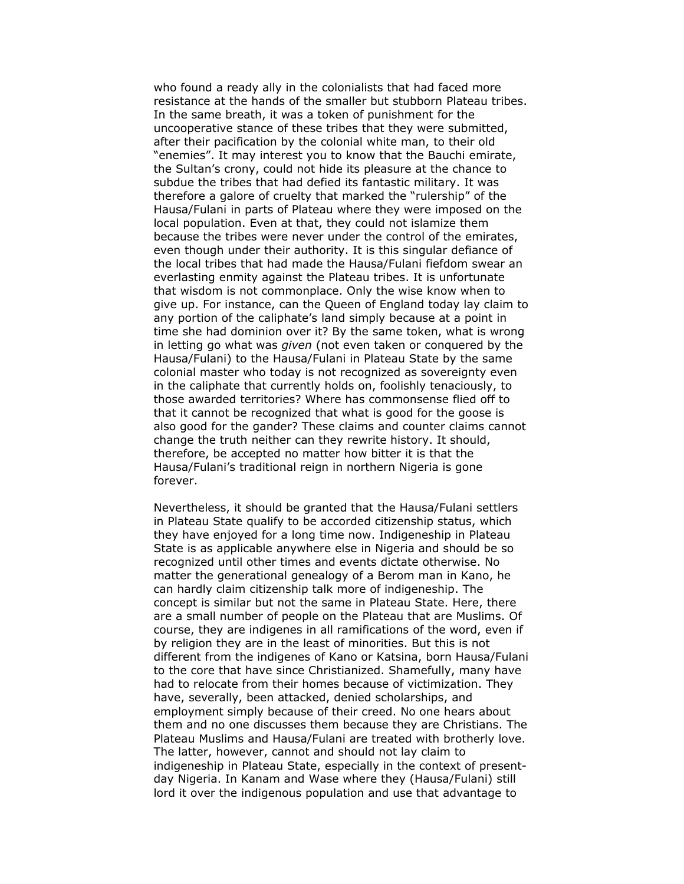who found a ready ally in the colonialists that had faced more resistance at the hands of the smaller but stubborn Plateau tribes. In the same breath, it was a token of punishment for the uncooperative stance of these tribes that they were submitted, after their pacification by the colonial white man, to their old "enemies". It may interest you to know that the Bauchi emirate, the Sultan's crony, could not hide its pleasure at the chance to subdue the tribes that had defied its fantastic military. It was therefore a galore of cruelty that marked the "rulership" of the Hausa/Fulani in parts of Plateau where they were imposed on the local population. Even at that, they could not islamize them because the tribes were never under the control of the emirates, even though under their authority. It is this singular defiance of the local tribes that had made the Hausa/Fulani fiefdom swear an everlasting enmity against the Plateau tribes. It is unfortunate that wisdom is not commonplace. Only the wise know when to give up. For instance, can the Queen of England today lay claim to any portion of the caliphate's land simply because at a point in time she had dominion over it? By the same token, what is wrong in letting go what was *given* (not even taken or conquered by the Hausa/Fulani) to the Hausa/Fulani in Plateau State by the same colonial master who today is not recognized as sovereignty even in the caliphate that currently holds on, foolishly tenaciously, to those awarded territories? Where has commonsense flied off to that it cannot be recognized that what is good for the goose is also good for the gander? These claims and counter claims cannot change the truth neither can they rewrite history. It should, therefore, be accepted no matter how bitter it is that the Hausa/Fulani's traditional reign in northern Nigeria is gone forever.

Nevertheless, it should be granted that the Hausa/Fulani settlers in Plateau State qualify to be accorded citizenship status, which they have enjoyed for a long time now. Indigeneship in Plateau State is as applicable anywhere else in Nigeria and should be so recognized until other times and events dictate otherwise. No matter the generational genealogy of a Berom man in Kano, he can hardly claim citizenship talk more of indigeneship. The concept is similar but not the same in Plateau State. Here, there are a small number of people on the Plateau that are Muslims. Of course, they are indigenes in all ramifications of the word, even if by religion they are in the least of minorities. But this is not different from the indigenes of Kano or Katsina, born Hausa/Fulani to the core that have since Christianized. Shamefully, many have had to relocate from their homes because of victimization. They have, severally, been attacked, denied scholarships, and employment simply because of their creed. No one hears about them and no one discusses them because they are Christians. The Plateau Muslims and Hausa/Fulani are treated with brotherly love. The latter, however, cannot and should not lay claim to indigeneship in Plateau State, especially in the context of present-day Nigeria. In Kanam and Wase where they (Hausa/Fulani) still lord it over the indigenous population and use that advantage to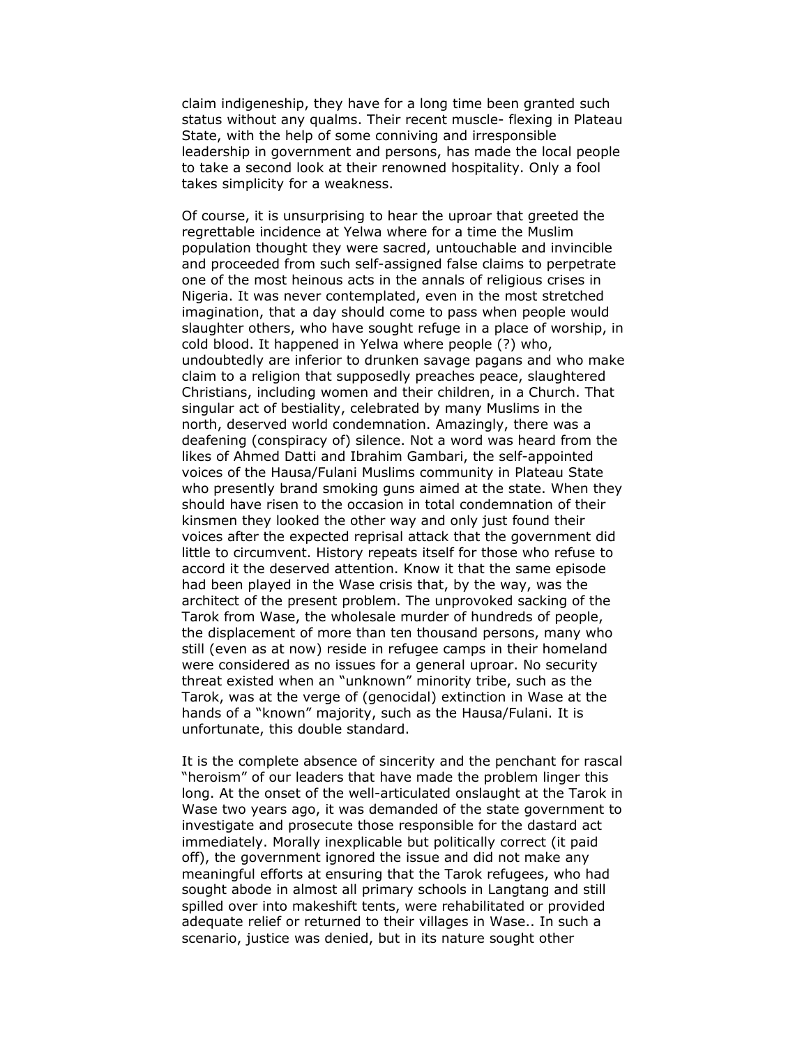claim indigeneship, they have for a long time been granted such status without any qualms. Their recent muscle- flexing in Plateau State, with the help of some conniving and irresponsible leadership in government and persons, has made the local people to take a second look at their renowned hospitality. Only a fool takes simplicity for a weakness.

Of course, it is unsurprising to hear the uproar that greeted the regrettable incidence at Yelwa where for a time the Muslim population thought they were sacred, untouchable and invincible and proceeded from such self-assigned false claims to perpetrate one of the most heinous acts in the annals of religious crises in Nigeria. It was never contemplated, even in the most stretched imagination, that a day should come to pass when people would slaughter others, who have sought refuge in a place of worship, in cold blood. It happened in Yelwa where people (?) who, undoubtedly are inferior to drunken savage pagans and who make claim to a religion that supposedly preaches peace, slaughtered Christians, including women and their children, in a Church. That singular act of bestiality, celebrated by many Muslims in the north, deserved world condemnation. Amazingly, there was a deafening (conspiracy of) silence. Not a word was heard from the likes of Ahmed Datti and Ibrahim Gambari, the self-appointed voices of the Hausa/Fulani Muslims community in Plateau State who presently brand smoking guns aimed at the state. When they should have risen to the occasion in total condemnation of their kinsmen they looked the other way and only just found their voices after the expected reprisal attack that the government did little to circumvent. History repeats itself for those who refuse to accord it the deserved attention. Know it that the same episode had been played in the Wase crisis that, by the way, was the architect of the present problem. The unprovoked sacking of the Tarok from Wase, the wholesale murder of hundreds of people, the displacement of more than ten thousand persons, many who still (even as at now) reside in refugee camps in their homeland were considered as no issues for a general uproar. No security threat existed when an "unknown" minority tribe, such as the Tarok, was at the verge of (genocidal) extinction in Wase at the hands of a "known" majority, such as the Hausa/Fulani. It is unfortunate, this double standard.

It is the complete absence of sincerity and the penchant for rascal "heroism" of our leaders that have made the problem linger this long. At the onset of the well-articulated onslaught at the Tarok in Wase two years ago, it was demanded of the state government to investigate and prosecute those responsible for the dastard act immediately. Morally inexplicable but politically correct (it paid off), the government ignored the issue and did not make any meaningful efforts at ensuring that the Tarok refugees, who had sought abode in almost all primary schools in Langtang and still spilled over into makeshift tents, were rehabilitated or provided adequate relief or returned to their villages in Wase.. In such a scenario, justice was denied, but in its nature sought other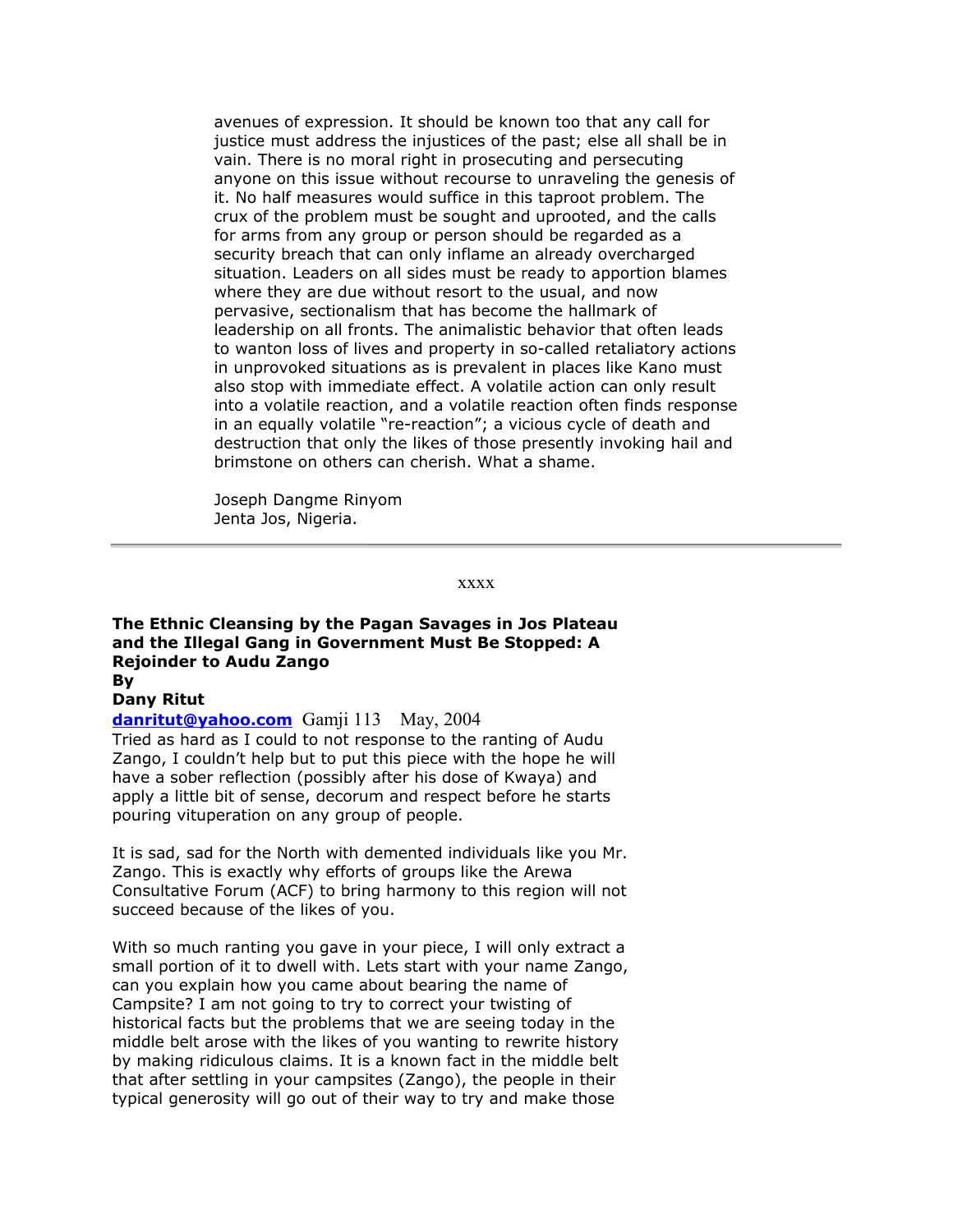avenues of expression. It should be known too that any call for justice must address the injustices of the past; else all shall be in vain. There is no moral right in prosecuting and persecuting anyone on this issue without recourse to unraveling the genesis of it. No half measures would suffice in this taproot problem. The crux of the problem must be sought and uprooted, and the calls for arms from any group or person should be regarded as a security breach that can only inflame an already overcharged situation. Leaders on all sides must be ready to apportion blames where they are due without resort to the usual, and now pervasive, sectionalism that has become the hallmark of leadership on all fronts. The animalistic behavior that often leads to wanton loss of lives and property in so-called retaliatory actions in unprovoked situations as is prevalent in places like Kano must also stop with immediate effect. A volatile action can only result into a volatile reaction, and a volatile reaction often finds response in an equally volatile "re-reaction"; a vicious cycle of death and destruction that only the likes of those presently invoking hail and brimstone on others can cherish. What a shame.

Joseph Dangme Rinyom
Jenta Jos, Nigeria.

---

xxxx

**The Ethnic Cleansing by the Pagan Savages in Jos Plateau and the Illegal Gang in Government Must Be Stopped: A Rejoinder to Audu Zango**
**By**
**Dany Ritut**

**danritut@yahoo.com** Gamji 113 May, 2004

Tried as hard as I could to not response to the ranting of Audu Zango, I couldn't help but to put this piece with the hope he will have a sober reflection (possibly after his dose of Kwaya) and apply a little bit of sense, decorum and respect before he starts pouring vituperation on any group of people.

It is sad, sad for the North with demented individuals like you Mr. Zango. This is exactly why efforts of groups like the Arewa Consultative Forum (ACF) to bring harmony to this region will not succeed because of the likes of you.

With so much ranting you gave in your piece, I will only extract a small portion of it to dwell with. Lets start with your name Zango, can you explain how you came about bearing the name of Campsite? I am not going to try to correct your twisting of historical facts but the problems that we are seeing today in the middle belt arose with the likes of you wanting to rewrite history by making ridiculous claims. It is a known fact in the middle belt that after settling in your campsites (Zango), the people in their typical generosity will go out of their way to try and make those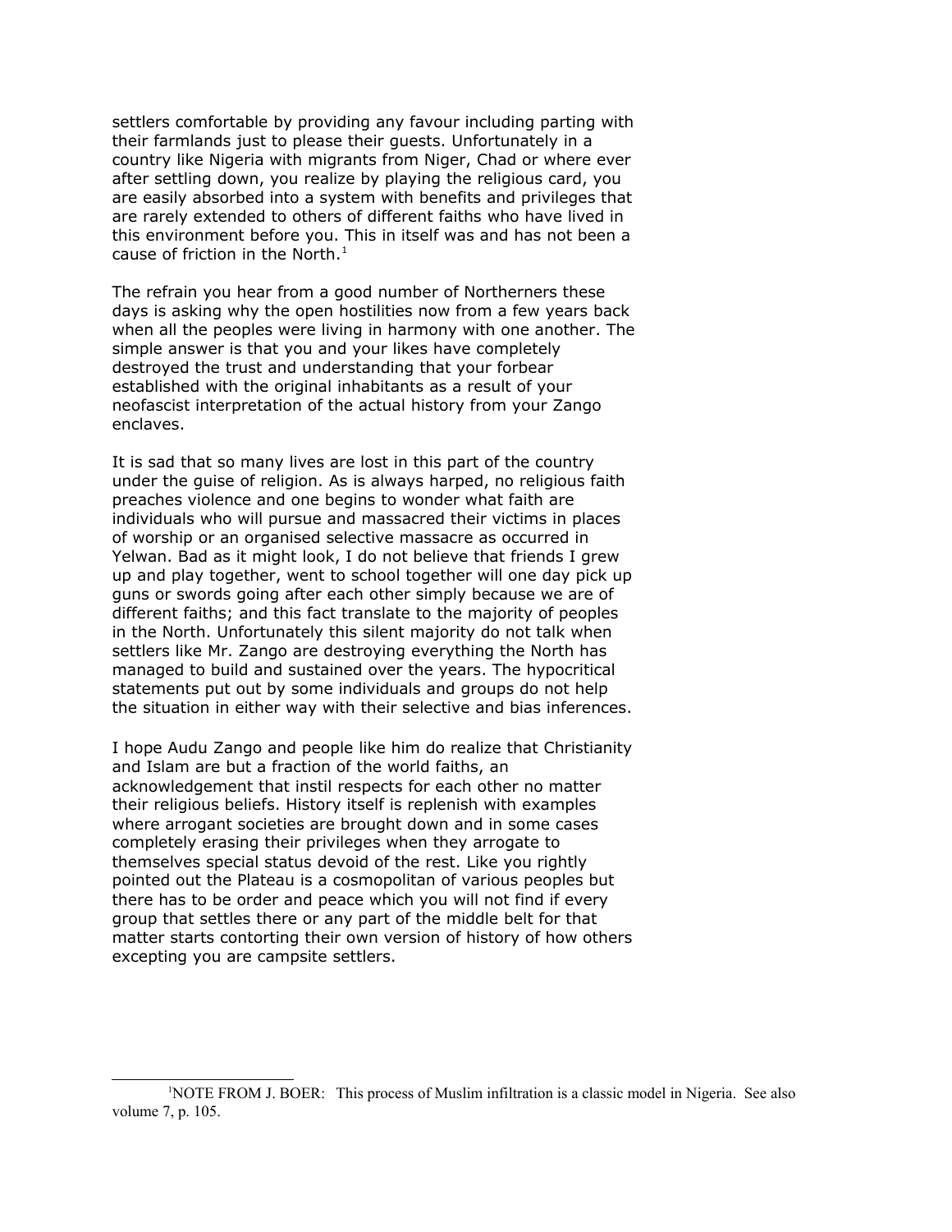settlers comfortable by providing any favour including parting with their farmlands just to please their guests. Unfortunately in a country like Nigeria with migrants from Niger, Chad or where ever after settling down, you realize by playing the religious card, you are easily absorbed into a system with benefits and privileges that are rarely extended to others of different faiths who have lived in this environment before you. This in itself was and has not been a cause of friction in the North.[1]

The refrain you hear from a good number of Northerners these days is asking why the open hostilities now from a few years back when all the peoples were living in harmony with one another. The simple answer is that you and your likes have completely destroyed the trust and understanding that your forbear established with the original inhabitants as a result of your neofascist interpretation of the actual history from your Zango enclaves.

It is sad that so many lives are lost in this part of the country under the guise of religion. As is always harped, no religious faith preaches violence and one begins to wonder what faith are individuals who will pursue and massacred their victims in places of worship or an organised selective massacre as occurred in Yelwan. Bad as it might look, I do not believe that friends I grew up and play together, went to school together will one day pick up guns or swords going after each other simply because we are of different faiths; and this fact translate to the majority of peoples in the North. Unfortunately this silent majority do not talk when settlers like Mr. Zango are destroying everything the North has managed to build and sustained over the years. The hypocritical statements put out by some individuals and groups do not help the situation in either way with their selective and bias inferences.

I hope Audu Zango and people like him do realize that Christianity and Islam are but a fraction of the world faiths, an acknowledgement that instil respects for each other no matter their religious beliefs. History itself is replenish with examples where arrogant societies are brought down and in some cases completely erasing their privileges when they arrogate to themselves special status devoid of the rest. Like you rightly pointed out the Plateau is a cosmopolitan of various peoples but there has to be order and peace which you will not find if every group that settles there or any part of the middle belt for that matter starts contorting their own version of history of how others excepting you are campsite settlers.

---

[1] NOTE FROM J. BOER: This process of Muslim infiltration is a classic model in Nigeria. See also volume 7, p. 105.